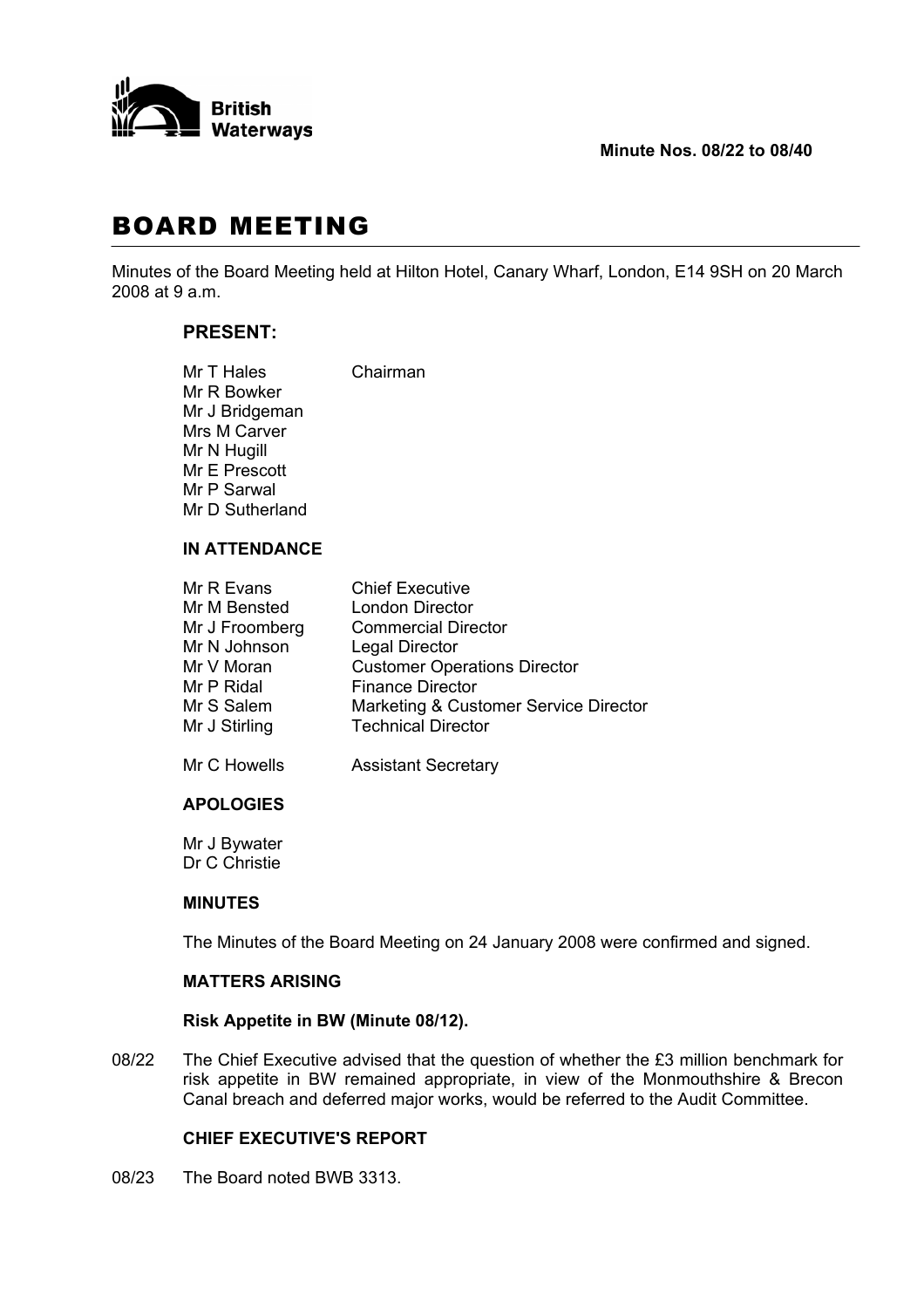British Waterways

**Minute Nos. 08/22 to 08/40**

# BOARD MEETING

Minutes of the Board Meeting held at Hilton Hotel, Canary Wharf, London, E14 9SH on 20 March 2008 at 9 a.m.

## PRESENT:

Mr T Hales Chairman
Mr R Bowker
Mr J Bridgeman
Mrs M Carver
Mr N Hugill
Mr E Prescott
Mr P Sarwal
Mr D Sutherland

### IN ATTENDANCE

| | |
|---|---|
| Mr R Evans | Chief Executive |
| Mr M Bensted | London Director |
| Mr J Froomberg | Commercial Director |
| Mr N Johnson | Legal Director |
| Mr V Moran | Customer Operations Director |
| Mr P Ridal | Finance Director |
| Mr S Salem | Marketing & Customer Service Director |
| Mr J Stirling | Technical Director |
| Mr C Howells | Assistant Secretary |

### APOLOGIES

Mr J Bywater
Dr C Christie

### MINUTES

The Minutes of the Board Meeting on 24 January 2008 were confirmed and signed.

### MATTERS ARISING

**Risk Appetite in BW (Minute 08/12).**

08/22 The Chief Executive advised that the question of whether the £3 million benchmark for risk appetite in BW remained appropriate, in view of the Monmouthshire & Brecon Canal breach and deferred major works, would be referred to the Audit Committee.

### CHIEF EXECUTIVE'S REPORT

08/23 The Board noted BWB 3313.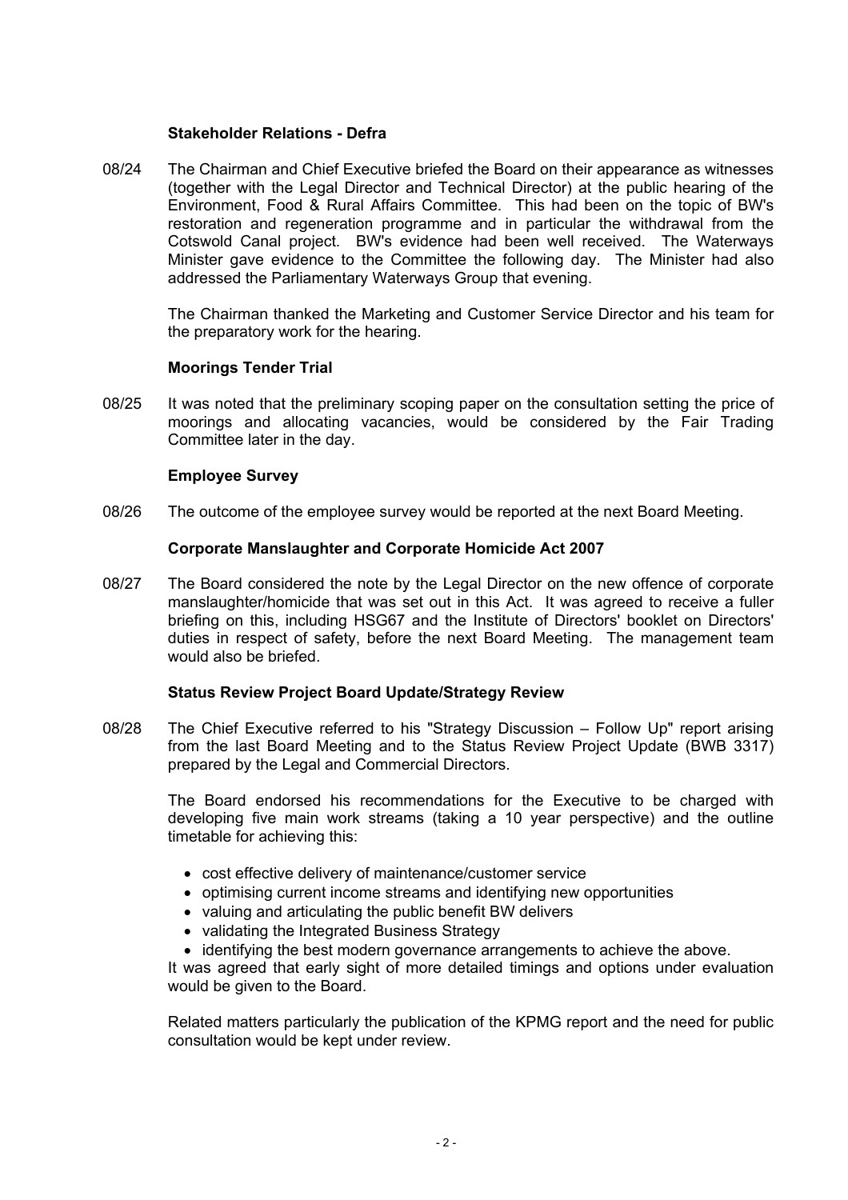**Stakeholder Relations - Defra**

08/24 The Chairman and Chief Executive briefed the Board on their appearance as witnesses (together with the Legal Director and Technical Director) at the public hearing of the Environment, Food & Rural Affairs Committee. This had been on the topic of BW's restoration and regeneration programme and in particular the withdrawal from the Cotswold Canal project. BW's evidence had been well received. The Waterways Minister gave evidence to the Committee the following day. The Minister had also addressed the Parliamentary Waterways Group that evening.

The Chairman thanked the Marketing and Customer Service Director and his team for the preparatory work for the hearing.

**Moorings Tender Trial**

08/25 It was noted that the preliminary scoping paper on the consultation setting the price of moorings and allocating vacancies, would be considered by the Fair Trading Committee later in the day.

**Employee Survey**

08/26 The outcome of the employee survey would be reported at the next Board Meeting.

**Corporate Manslaughter and Corporate Homicide Act 2007**

08/27 The Board considered the note by the Legal Director on the new offence of corporate manslaughter/homicide that was set out in this Act. It was agreed to receive a fuller briefing on this, including HSG67 and the Institute of Directors' booklet on Directors' duties in respect of safety, before the next Board Meeting. The management team would also be briefed.

**Status Review Project Board Update/Strategy Review**

08/28 The Chief Executive referred to his "Strategy Discussion – Follow Up" report arising from the last Board Meeting and to the Status Review Project Update (BWB 3317) prepared by the Legal and Commercial Directors.

The Board endorsed his recommendations for the Executive to be charged with developing five main work streams (taking a 10 year perspective) and the outline timetable for achieving this:

- cost effective delivery of maintenance/customer service
- optimising current income streams and identifying new opportunities
- valuing and articulating the public benefit BW delivers
- validating the Integrated Business Strategy
- identifying the best modern governance arrangements to achieve the above.

It was agreed that early sight of more detailed timings and options under evaluation would be given to the Board.

Related matters particularly the publication of the KPMG report and the need for public consultation would be kept under review.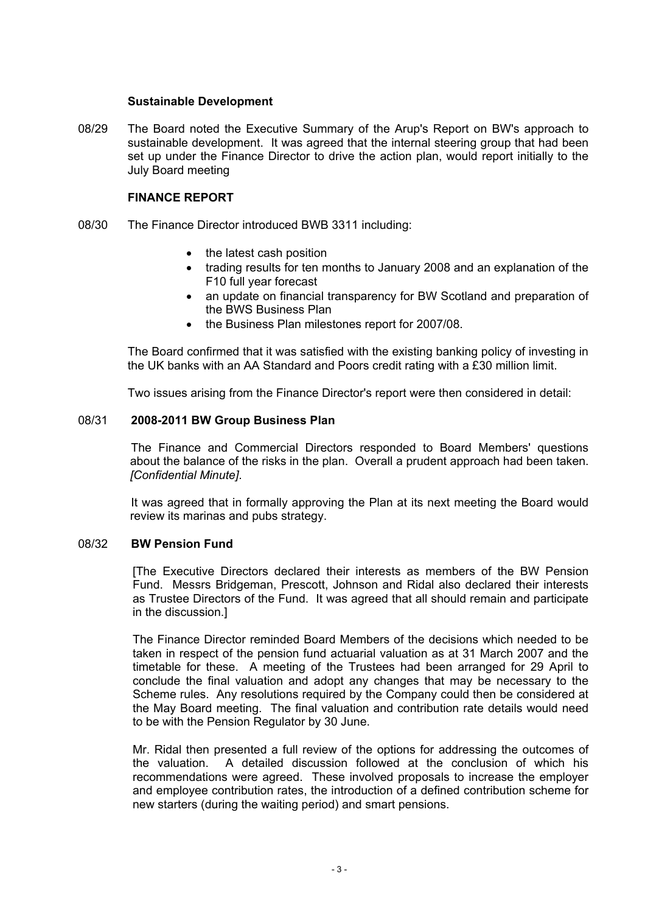**Sustainable Development**

08/29 The Board noted the Executive Summary of the Arup's Report on BW's approach to sustainable development. It was agreed that the internal steering group that had been set up under the Finance Director to drive the action plan, would report initially to the July Board meeting

**FINANCE REPORT**

08/30 The Finance Director introduced BWB 3311 including:

- the latest cash position
- trading results for ten months to January 2008 and an explanation of the F10 full year forecast
- an update on financial transparency for BW Scotland and preparation of the BWS Business Plan
- the Business Plan milestones report for 2007/08.

The Board confirmed that it was satisfied with the existing banking policy of investing in the UK banks with an AA Standard and Poors credit rating with a £30 million limit.

Two issues arising from the Finance Director's report were then considered in detail:

08/31 **2008-2011 BW Group Business Plan**

The Finance and Commercial Directors responded to Board Members' questions about the balance of the risks in the plan. Overall a prudent approach had been taken. *[Confidential Minute]*.

It was agreed that in formally approving the Plan at its next meeting the Board would review its marinas and pubs strategy.

08/32 **BW Pension Fund**

[The Executive Directors declared their interests as members of the BW Pension Fund. Messrs Bridgeman, Prescott, Johnson and Ridal also declared their interests as Trustee Directors of the Fund. It was agreed that all should remain and participate in the discussion.]

The Finance Director reminded Board Members of the decisions which needed to be taken in respect of the pension fund actuarial valuation as at 31 March 2007 and the timetable for these. A meeting of the Trustees had been arranged for 29 April to conclude the final valuation and adopt any changes that may be necessary to the Scheme rules. Any resolutions required by the Company could then be considered at the May Board meeting. The final valuation and contribution rate details would need to be with the Pension Regulator by 30 June.

Mr. Ridal then presented a full review of the options for addressing the outcomes of the valuation. A detailed discussion followed at the conclusion of which his recommendations were agreed. These involved proposals to increase the employer and employee contribution rates, the introduction of a defined contribution scheme for new starters (during the waiting period) and smart pensions.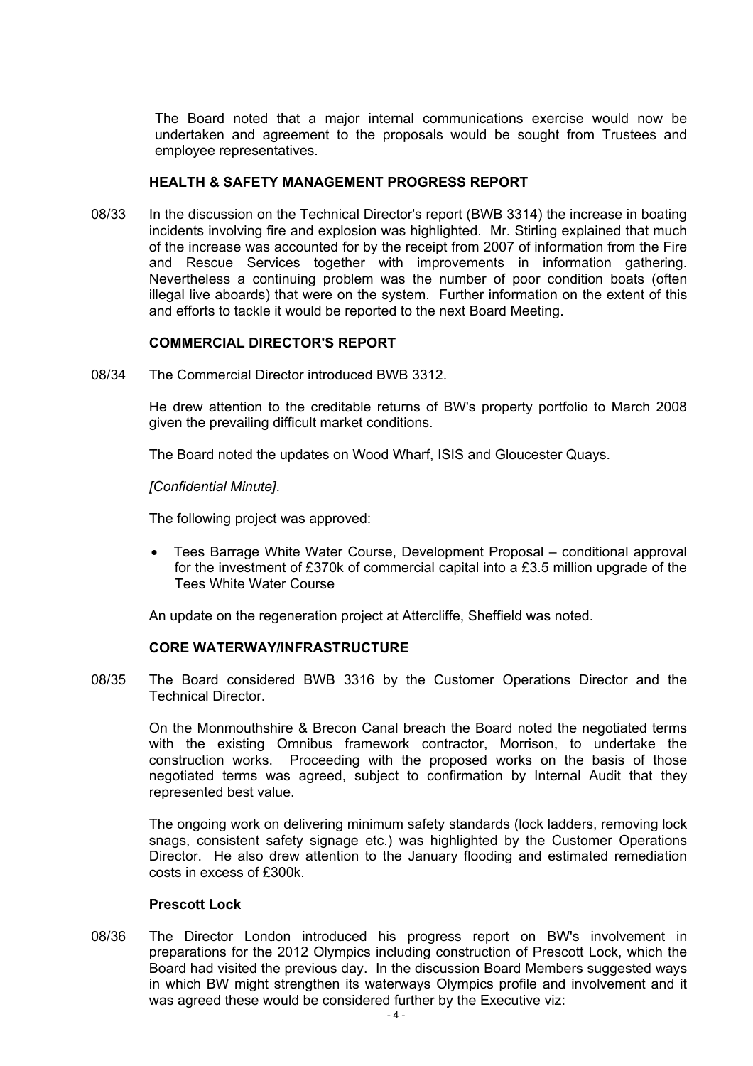The Board noted that a major internal communications exercise would now be undertaken and agreement to the proposals would be sought from Trustees and employee representatives.

**HEALTH & SAFETY MANAGEMENT PROGRESS REPORT**

08/33 In the discussion on the Technical Director's report (BWB 3314) the increase in boating incidents involving fire and explosion was highlighted. Mr. Stirling explained that much of the increase was accounted for by the receipt from 2007 of information from the Fire and Rescue Services together with improvements in information gathering. Nevertheless a continuing problem was the number of poor condition boats (often illegal live aboards) that were on the system. Further information on the extent of this and efforts to tackle it would be reported to the next Board Meeting.

**COMMERCIAL DIRECTOR'S REPORT**

08/34 The Commercial Director introduced BWB 3312.

He drew attention to the creditable returns of BW's property portfolio to March 2008 given the prevailing difficult market conditions.

The Board noted the updates on Wood Wharf, ISIS and Gloucester Quays.

*[Confidential Minute]*.

The following project was approved:

- Tees Barrage White Water Course, Development Proposal – conditional approval for the investment of £370k of commercial capital into a £3.5 million upgrade of the Tees White Water Course

An update on the regeneration project at Attercliffe, Sheffield was noted.

**CORE WATERWAY/INFRASTRUCTURE**

08/35 The Board considered BWB 3316 by the Customer Operations Director and the Technical Director.

On the Monmouthshire & Brecon Canal breach the Board noted the negotiated terms with the existing Omnibus framework contractor, Morrison, to undertake the construction works. Proceeding with the proposed works on the basis of those negotiated terms was agreed, subject to confirmation by Internal Audit that they represented best value.

The ongoing work on delivering minimum safety standards (lock ladders, removing lock snags, consistent safety signage etc.) was highlighted by the Customer Operations Director. He also drew attention to the January flooding and estimated remediation costs in excess of £300k.

**Prescott Lock**

08/36 The Director London introduced his progress report on BW's involvement in preparations for the 2012 Olympics including construction of Prescott Lock, which the Board had visited the previous day. In the discussion Board Members suggested ways in which BW might strengthen its waterways Olympics profile and involvement and it was agreed these would be considered further by the Executive viz: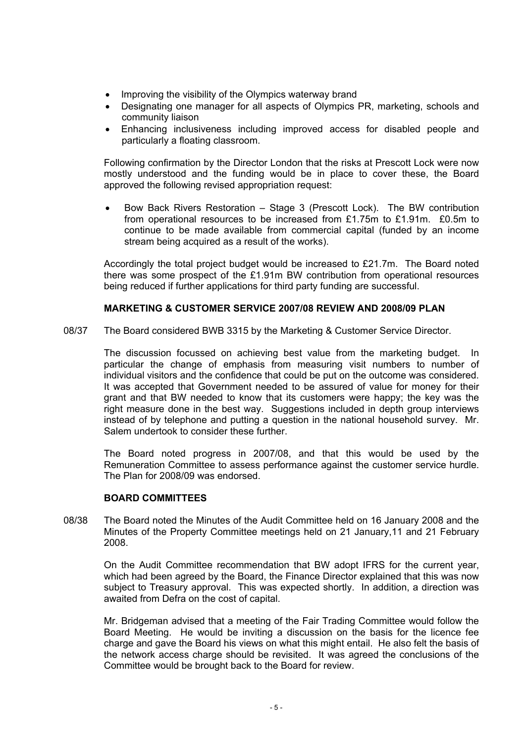- Improving the visibility of the Olympics waterway brand
- Designating one manager for all aspects of Olympics PR, marketing, schools and community liaison
- Enhancing inclusiveness including improved access for disabled people and particularly a floating classroom.

Following confirmation by the Director London that the risks at Prescott Lock were now mostly understood and the funding would be in place to cover these, the Board approved the following revised appropriation request:

- Bow Back Rivers Restoration – Stage 3 (Prescott Lock). The BW contribution from operational resources to be increased from £1.75m to £1.91m. £0.5m to continue to be made available from commercial capital (funded by an income stream being acquired as a result of the works).

Accordingly the total project budget would be increased to £21.7m. The Board noted there was some prospect of the £1.91m BW contribution from operational resources being reduced if further applications for third party funding are successful.

**MARKETING & CUSTOMER SERVICE 2007/08 REVIEW AND 2008/09 PLAN**

08/37 The Board considered BWB 3315 by the Marketing & Customer Service Director.

The discussion focussed on achieving best value from the marketing budget. In particular the change of emphasis from measuring visit numbers to number of individual visitors and the confidence that could be put on the outcome was considered. It was accepted that Government needed to be assured of value for money for their grant and that BW needed to know that its customers were happy; the key was the right measure done in the best way. Suggestions included in depth group interviews instead of by telephone and putting a question in the national household survey. Mr. Salem undertook to consider these further.

The Board noted progress in 2007/08, and that this would be used by the Remuneration Committee to assess performance against the customer service hurdle. The Plan for 2008/09 was endorsed.

**BOARD COMMITTEES**

08/38 The Board noted the Minutes of the Audit Committee held on 16 January 2008 and the Minutes of the Property Committee meetings held on 21 January,11 and 21 February 2008.

On the Audit Committee recommendation that BW adopt IFRS for the current year, which had been agreed by the Board, the Finance Director explained that this was now subject to Treasury approval. This was expected shortly. In addition, a direction was awaited from Defra on the cost of capital.

Mr. Bridgeman advised that a meeting of the Fair Trading Committee would follow the Board Meeting. He would be inviting a discussion on the basis for the licence fee charge and gave the Board his views on what this might entail. He also felt the basis of the network access charge should be revisited. It was agreed the conclusions of the Committee would be brought back to the Board for review.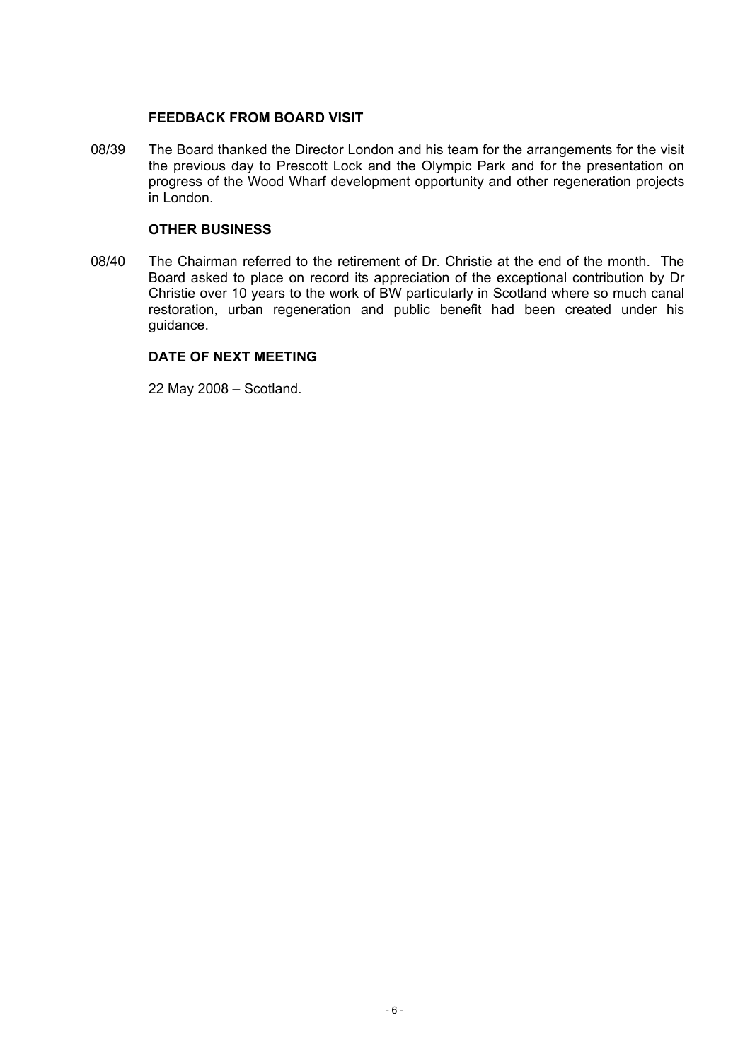**FEEDBACK FROM BOARD VISIT**

08/39 The Board thanked the Director London and his team for the arrangements for the visit the previous day to Prescott Lock and the Olympic Park and for the presentation on progress of the Wood Wharf development opportunity and other regeneration projects in London.

**OTHER BUSINESS**

08/40 The Chairman referred to the retirement of Dr. Christie at the end of the month. The Board asked to place on record its appreciation of the exceptional contribution by Dr Christie over 10 years to the work of BW particularly in Scotland where so much canal restoration, urban regeneration and public benefit had been created under his guidance.

**DATE OF NEXT MEETING**

22 May 2008 – Scotland.